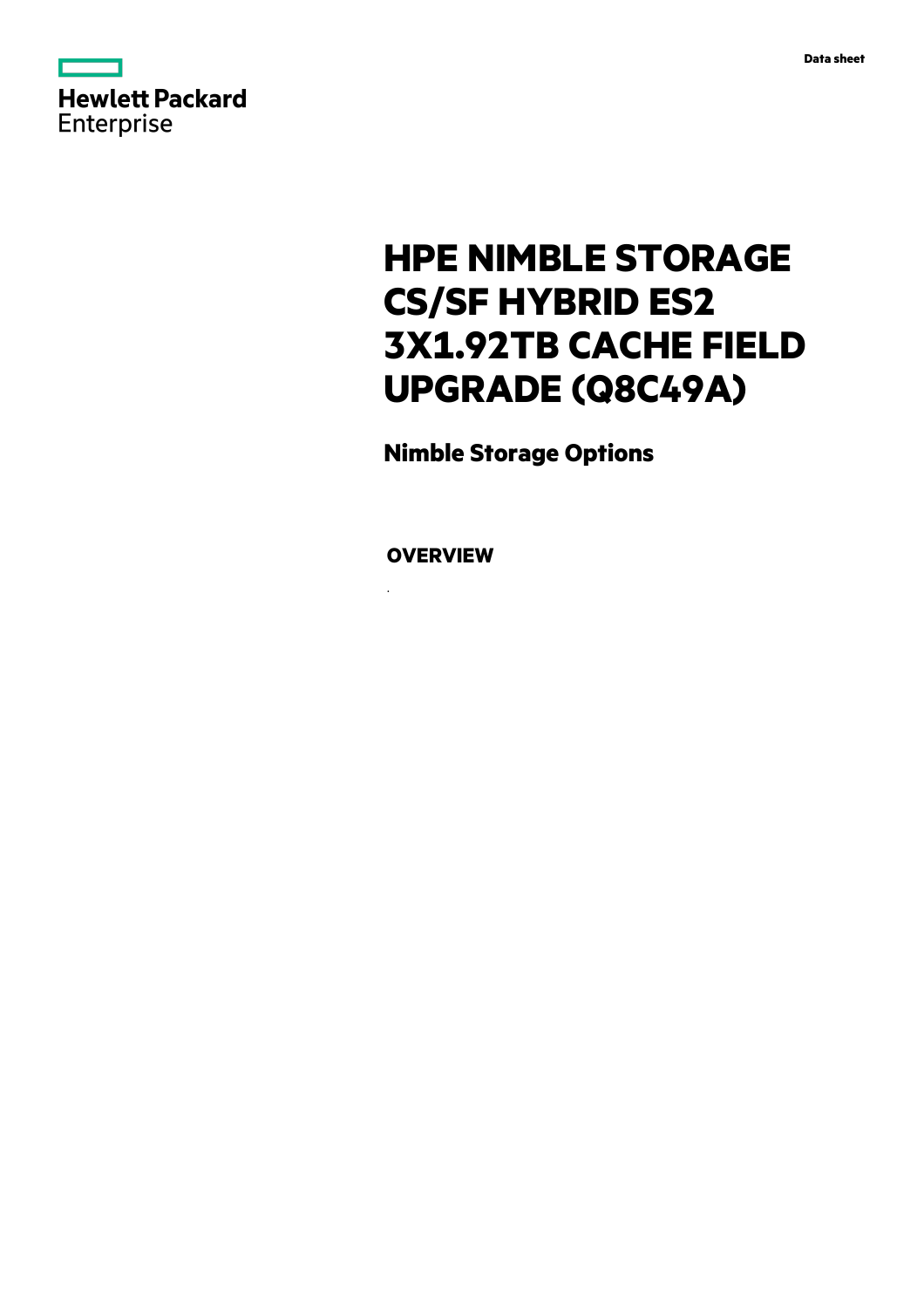Data sheet

Hewlett Packard Enterprise

# HPE NIMBLE STORAGE CS/SF HYBRID ES2 3X1.92TB CACHE FIELD UPGRADE (Q8C49A)

## Nimble Storage Options

### OVERVIEW

.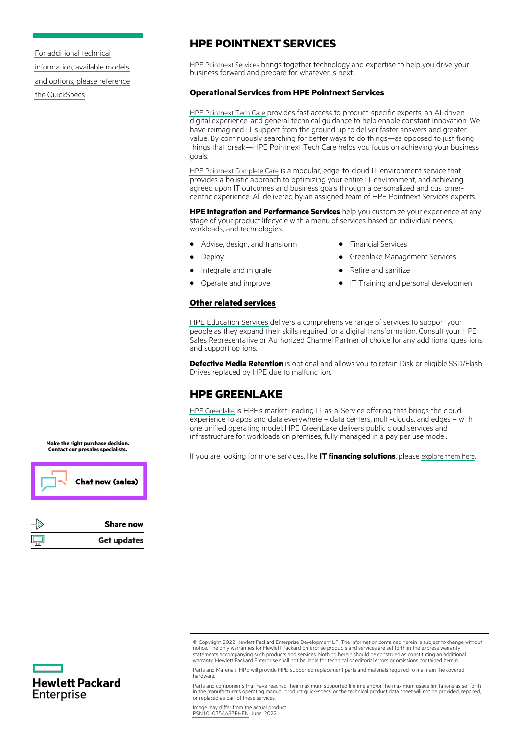For additional technical information, available models and options, please reference the QuickSpecs

## HPE POINTNEXT SERVICES

HPE Pointnext Services brings together technology and expertise to help you drive your business forward and prepare for whatever is next.

### Operational Services from HPE Pointnext Services

HPE Pointnext Tech Care provides fast access to product-specific experts, an AI-driven digital experience, and general technical guidance to help enable constant innovation. We have reimagined IT support from the ground up to deliver faster answers and greater value. By continuously searching for better ways to do things—as opposed to just fixing things that break—HPE Pointnext Tech Care helps you focus on achieving your business goals.

HPE Pointnext Complete Care is a modular, edge-to-cloud IT environment service that provides a holistic approach to optimizing your entire IT environment, and achieving agreed upon IT outcomes and business goals through a personalized and customer-centric experience. All delivered by an assigned team of HPE Pointnext Services experts.

**HPE Integration and Performance Services** help you customize your experience at any stage of your product lifecycle with a menu of services based on individual needs, workloads, and technologies.

- Advise, design, and transform
- Deploy
- Integrate and migrate
- Operate and improve
- Financial Services
- Greenlake Management Services
- Retire and sanitize
- IT Training and personal development

### Other related services

HPE Education Services delivers a comprehensive range of services to support your people as they expand their skills required for a digital transformation. Consult your HPE Sales Representative or Authorized Channel Partner of choice for any additional questions and support options.

**Defective Media Retention** is optional and allows you to retain Disk or eligible SSD/Flash Drives replaced by HPE due to malfunction.

## HPE GREENLAKE

HPE Greenlake is HPE's market-leading IT as-a-Service offering that brings the cloud experience to apps and data everywhere – data centers, multi-clouds, and edges – with one unified operating model. HPE GreenLake delivers public cloud services and infrastructure for workloads on premises, fully managed in a pay per use model.

If you are looking for more services, like **IT financing solutions**, please explore them here.

**Make the right purchase decision. Contact our presales specialists.**

**Chat now (sales)**

**Share now**

**Get updates**

Hewlett Packard Enterprise

© Copyright 2022 Hewlett Packard Enterprise Development LP. The information contained herein is subject to change without notice. The only warranties for Hewlett Packard Enterprise products and services are set forth in the express warranty statements accompanying such products and services. Nothing herein should be construed as constituting an additional warranty. Hewlett Packard Enterprise shall not be liable for technical or editorial errors or omissions contained herein.

Parts and Materials: HPE will provide HPE-supported replacement parts and materials required to maintain the covered hardware.

Parts and components that have reached their maximum supported lifetime and/or the maximum usage limitations as set forth in the manufacturer's operating manual, product quick-specs, or the technical product data sheet will not be provided, repaired, or replaced as part of these services.

Image may differ from the actual product
PSN1010354683PHEN, June, 2022.